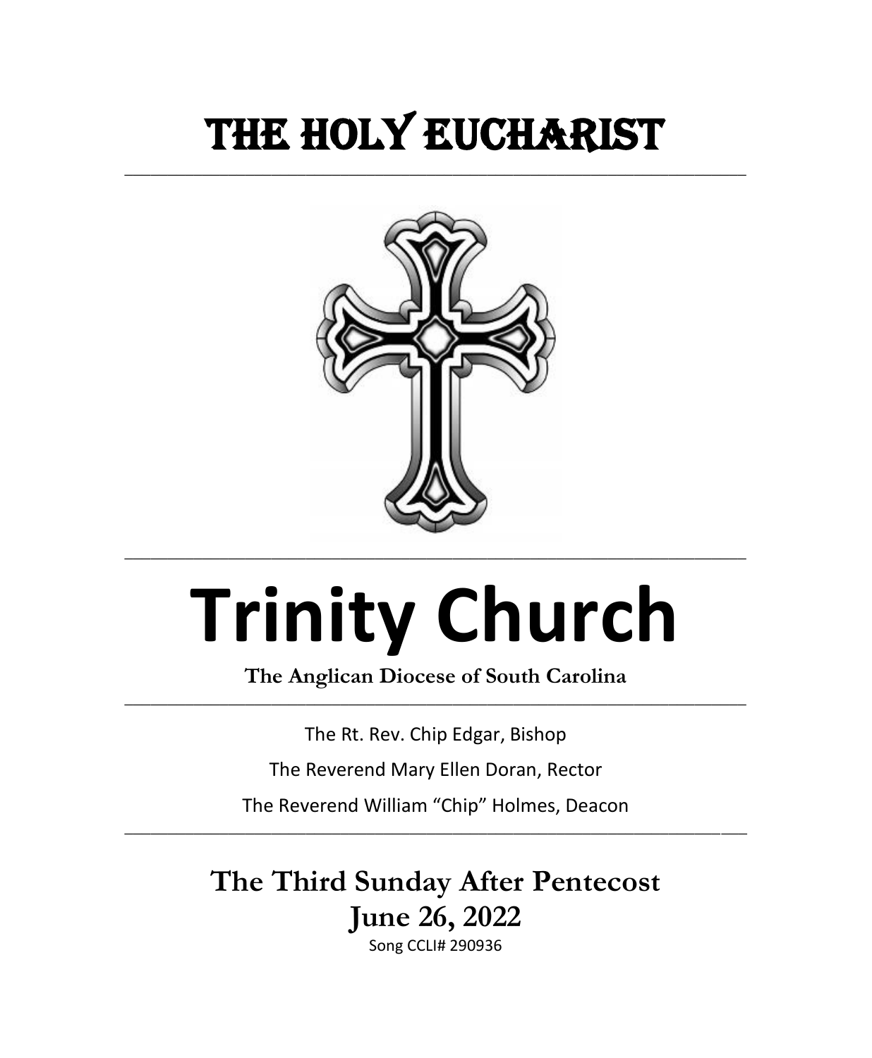# The Holy Eucharist

---

# Trinity Church

**The Anglican Diocese of South Carolina**

---

The Rt. Rev. Chip Edgar, Bishop

The Reverend Mary Ellen Doran, Rector

The Reverend William "Chip" Holmes, Deacon

---

## The Third Sunday After Pentecost

## June 26, 2022

Song CCLI# 290936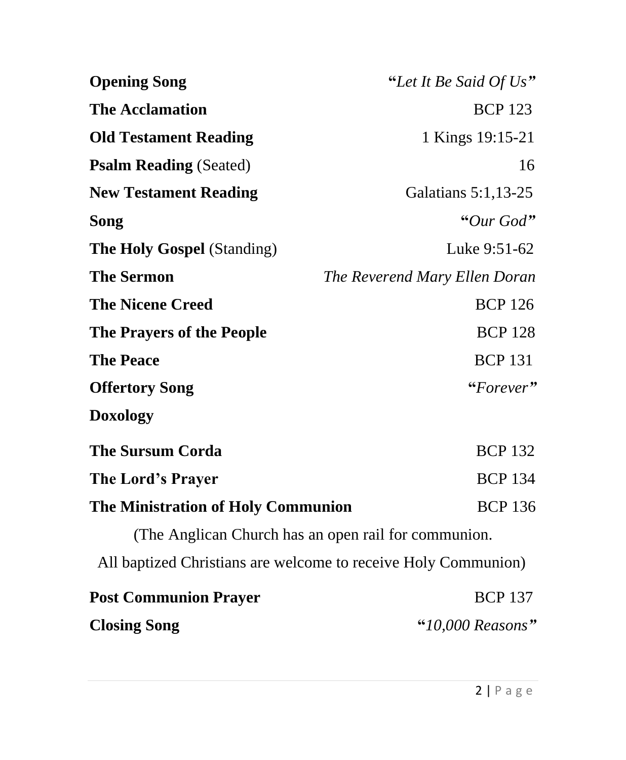| | |
|---|---|
| **Opening Song** | **"***Let It Be Said Of Us***"** |
| **The Acclamation** | BCP 123 |
| **Old Testament Reading** | 1 Kings 19:15-21 |
| **Psalm Reading** (Seated) | 16 |
| **New Testament Reading** | Galatians 5:1,13-25 |
| **Song** | **"***Our God***"** |
| **The Holy Gospel** (Standing) | Luke 9:51-62 |
| **The Sermon** | *The Reverend Mary Ellen Doran* |
| **The Nicene Creed** | BCP 126 |
| **The Prayers of the People** | BCP 128 |
| **The Peace** | BCP 131 |
| **Offertory Song** | **"***Forever***"** |
| **Doxology** | |
| **The Sursum Corda** | BCP 132 |
| **The Lord's Prayer** | BCP 134 |
| **The Ministration of Holy Communion** | BCP 136 |

(The Anglican Church has an open rail for communion.
All baptized Christians are welcome to receive Holy Communion)

| | |
|---|---|
| **Post Communion Prayer** | BCP 137 |
| **Closing Song** | **"***10,000 Reasons***"** |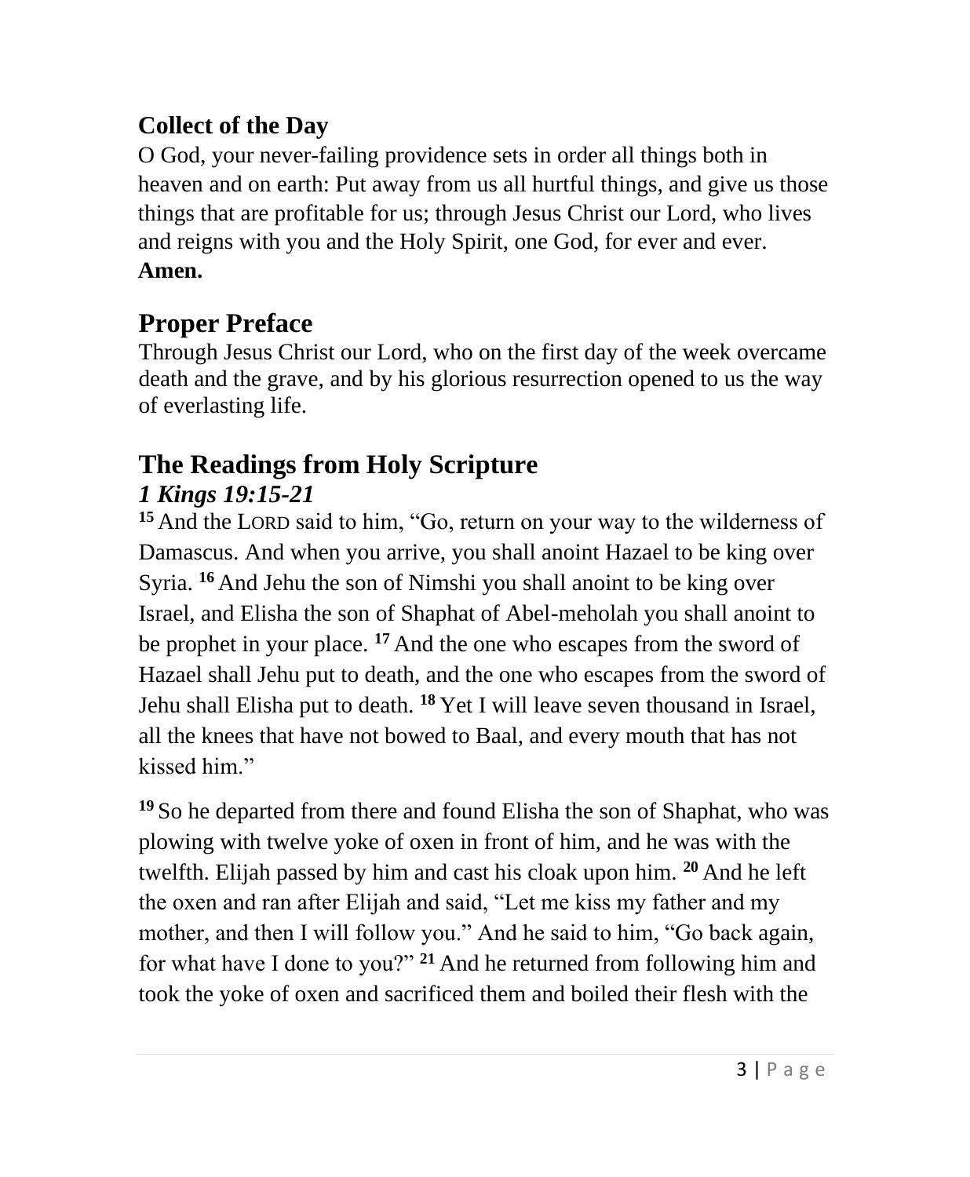## Collect of the Day

O God, your never-failing providence sets in order all things both in heaven and on earth: Put away from us all hurtful things, and give us those things that are profitable for us; through Jesus Christ our Lord, who lives and reigns with you and the Holy Spirit, one God, for ever and ever. **Amen.**

# Proper Preface

Through Jesus Christ our Lord, who on the first day of the week overcame death and the grave, and by his glorious resurrection opened to us the way of everlasting life.

# The Readings from Holy Scripture

## *1 Kings 19:15-21*

**15** And the LORD said to him, "Go, return on your way to the wilderness of Damascus. And when you arrive, you shall anoint Hazael to be king over Syria. **16** And Jehu the son of Nimshi you shall anoint to be king over Israel, and Elisha the son of Shaphat of Abel-meholah you shall anoint to be prophet in your place. **17** And the one who escapes from the sword of Hazael shall Jehu put to death, and the one who escapes from the sword of Jehu shall Elisha put to death. **18** Yet I will leave seven thousand in Israel, all the knees that have not bowed to Baal, and every mouth that has not kissed him."

**19** So he departed from there and found Elisha the son of Shaphat, who was plowing with twelve yoke of oxen in front of him, and he was with the twelfth. Elijah passed by him and cast his cloak upon him. **20** And he left the oxen and ran after Elijah and said, "Let me kiss my father and my mother, and then I will follow you." And he said to him, "Go back again, for what have I done to you?" **21** And he returned from following him and took the yoke of oxen and sacrificed them and boiled their flesh with the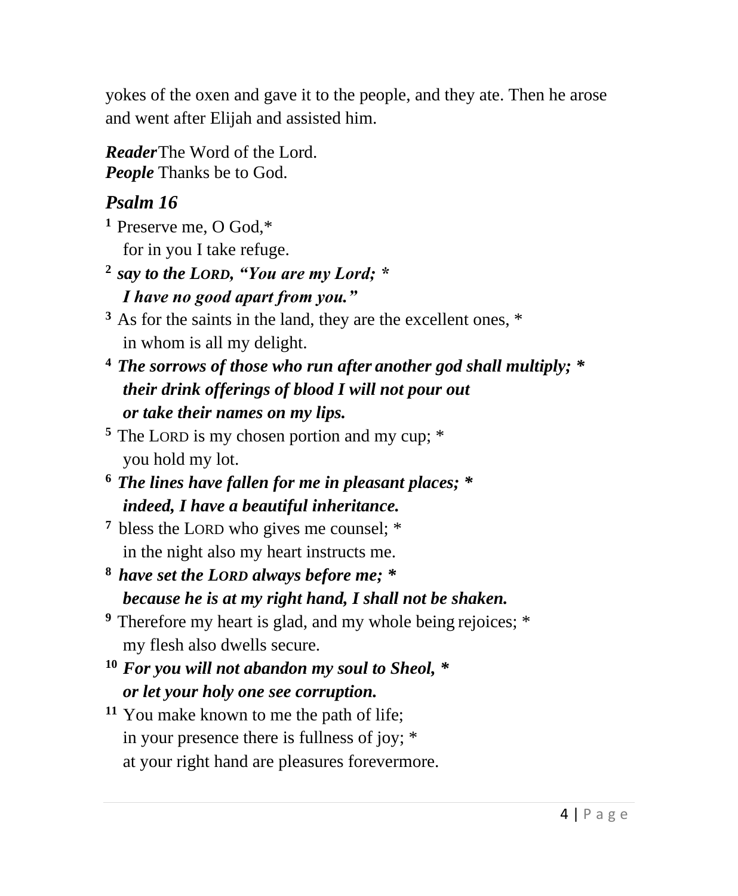yokes of the oxen and gave it to the people, and they ate. Then he arose and went after Elijah and assisted him.

***Reader*** The Word of the Lord.
***People*** Thanks be to God.

## *Psalm 16*

[1] Preserve me, O God,*
for in you I take refuge.

***[2] say to the LORD, "You are my Lord; *
I have no good apart from you."***

[3] As for the saints in the land, they are the excellent ones, *
in whom is all my delight.

***[4] The sorrows of those who run after another god shall multiply; *
their drink offerings of blood I will not pour out
or take their names on my lips.***

[5] The LORD is my chosen portion and my cup; *
you hold my lot.

***[6] The lines have fallen for me in pleasant places; *
indeed, I have a beautiful inheritance.***

[7] bless the LORD who gives me counsel; *
in the night also my heart instructs me.

***[8] have set the LORD always before me; *
because he is at my right hand, I shall not be shaken.***

[9] Therefore my heart is glad, and my whole being rejoices; *
my flesh also dwells secure.

***[10] For you will not abandon my soul to Sheol, *
or let your holy one see corruption.***

[11] You make known to me the path of life;
in your presence there is fullness of joy; *
at your right hand are pleasures forevermore.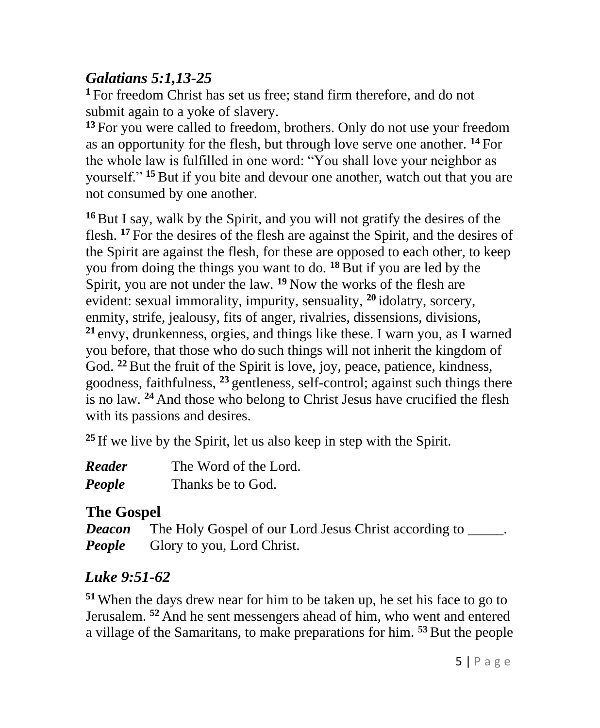## *Galatians 5:1,13-25*

[1] For freedom Christ has set us free; stand firm therefore, and do not submit again to a yoke of slavery.

[13] For you were called to freedom, brothers. Only do not use your freedom as an opportunity for the flesh, but through love serve one another. [14] For the whole law is fulfilled in one word: "You shall love your neighbor as yourself." [15] But if you bite and devour one another, watch out that you are not consumed by one another.

[16] But I say, walk by the Spirit, and you will not gratify the desires of the flesh. [17] For the desires of the flesh are against the Spirit, and the desires of the Spirit are against the flesh, for these are opposed to each other, to keep you from doing the things you want to do. [18] But if you are led by the Spirit, you are not under the law. [19] Now the works of the flesh are evident: sexual immorality, impurity, sensuality, [20] idolatry, sorcery, enmity, strife, jealousy, fits of anger, rivalries, dissensions, divisions, [21] envy, drunkenness, orgies, and things like these. I warn you, as I warned you before, that those who do such things will not inherit the kingdom of God. [22] But the fruit of the Spirit is love, joy, peace, patience, kindness, goodness, faithfulness, [23] gentleness, self-control; against such things there is no law. [24] And those who belong to Christ Jesus have crucified the flesh with its passions and desires.

[25] If we live by the Spirit, let us also keep in step with the Spirit.

***Reader*** The Word of the Lord.
***People*** Thanks be to God.

## The Gospel

***Deacon*** The Holy Gospel of our Lord Jesus Christ according to _____.
***People*** Glory to you, Lord Christ.

## *Luke 9:51-62*

[51] When the days drew near for him to be taken up, he set his face to go to Jerusalem. [52] And he sent messengers ahead of him, who went and entered a village of the Samaritans, to make preparations for him. [53] But the people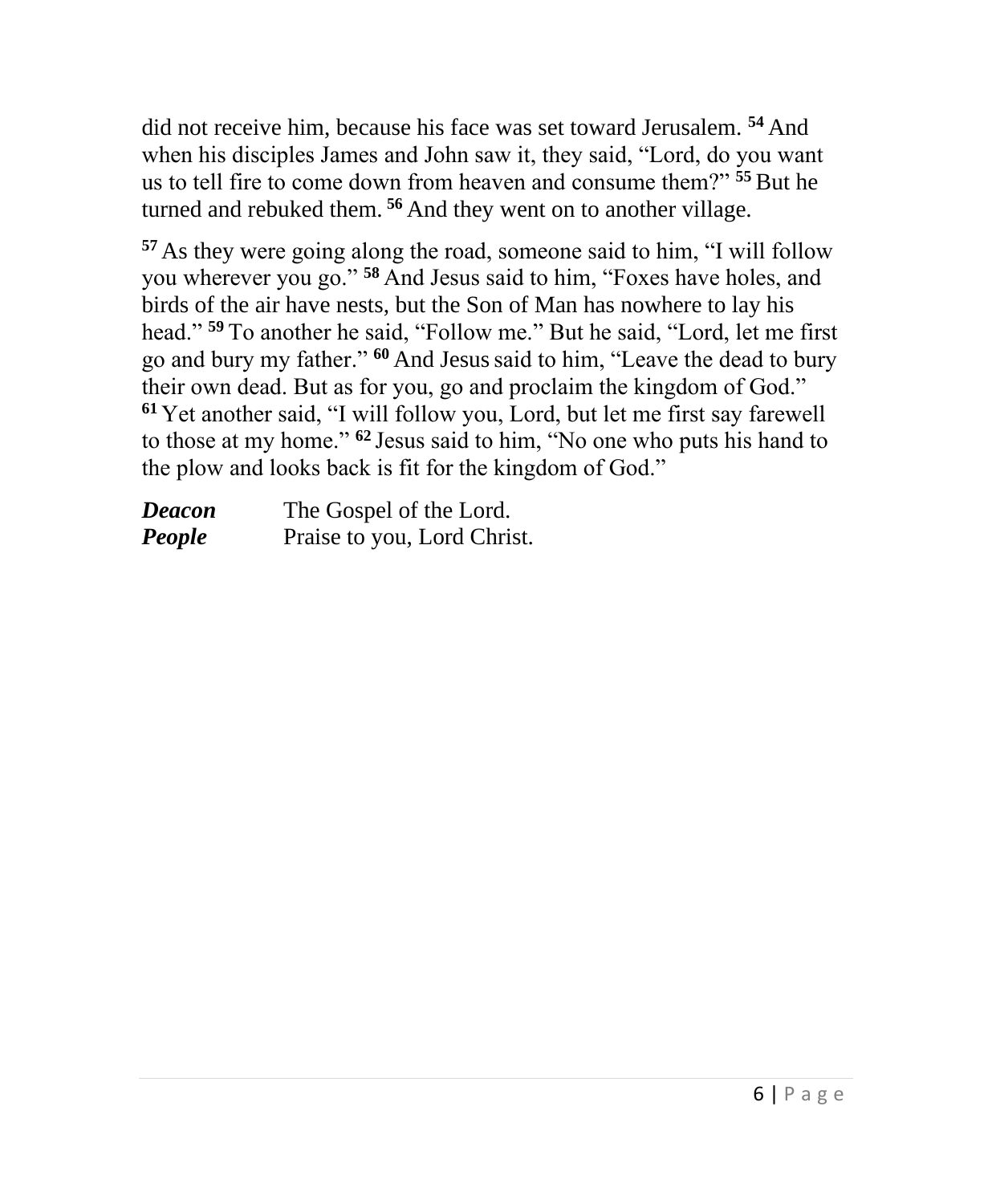did not receive him, because his face was set toward Jerusalem. [54] And when his disciples James and John saw it, they said, "Lord, do you want us to tell fire to come down from heaven and consume them?" [55] But he turned and rebuked them. [56] And they went on to another village.

[57] As they were going along the road, someone said to him, "I will follow you wherever you go." [58] And Jesus said to him, "Foxes have holes, and birds of the air have nests, but the Son of Man has nowhere to lay his head." [59] To another he said, "Follow me." But he said, "Lord, let me first go and bury my father." [60] And Jesus said to him, "Leave the dead to bury their own dead. But as for you, go and proclaim the kingdom of God." [61] Yet another said, "I will follow you, Lord, but let me first say farewell to those at my home." [62] Jesus said to him, "No one who puts his hand to the plow and looks back is fit for the kingdom of God."

***Deacon*** The Gospel of the Lord.
***People*** Praise to you, Lord Christ.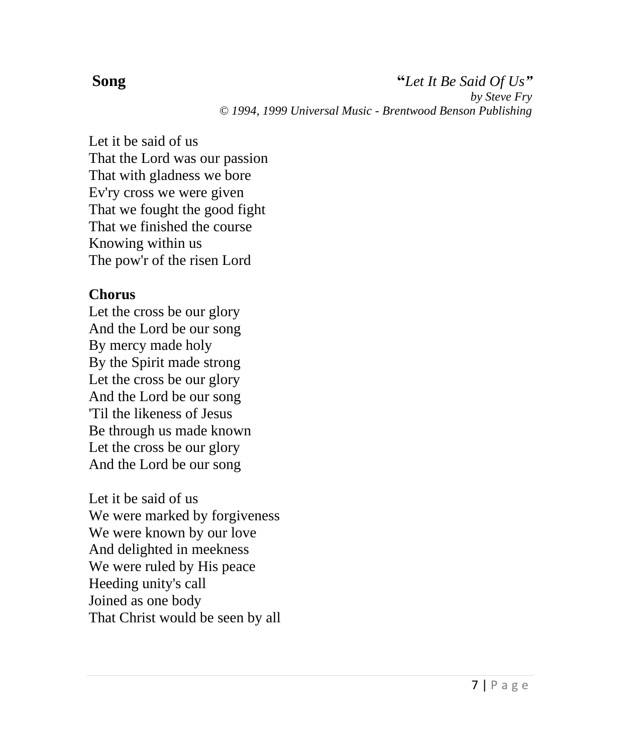**Song**

***"Let It Be Said Of Us"***
*by Steve Fry*
*© 1994, 1999 Universal Music - Brentwood Benson Publishing*

Let it be said of us
That the Lord was our passion
That with gladness we bore
Ev'ry cross we were given
That we fought the good fight
That we finished the course
Knowing within us
The pow'r of the risen Lord

**Chorus**
Let the cross be our glory
And the Lord be our song
By mercy made holy
By the Spirit made strong
Let the cross be our glory
And the Lord be our song
'Til the likeness of Jesus
Be through us made known
Let the cross be our glory
And the Lord be our song

Let it be said of us
We were marked by forgiveness
We were known by our love
And delighted in meekness
We were ruled by His peace
Heeding unity's call
Joined as one body
That Christ would be seen by all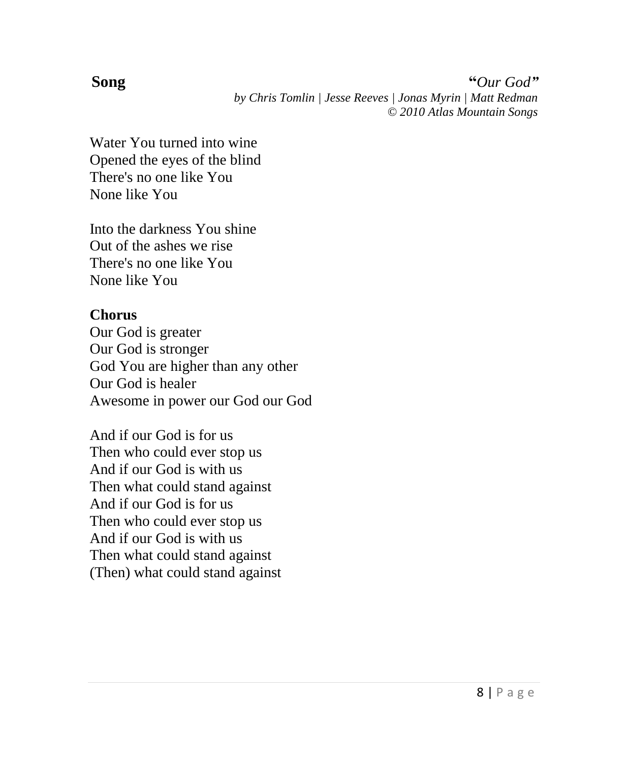**Song** **"*Our God*"**

*by Chris Tomlin | Jesse Reeves | Jonas Myrin | Matt Redman*
*© 2010 Atlas Mountain Songs*

Water You turned into wine
Opened the eyes of the blind
There's no one like You
None like You

Into the darkness You shine
Out of the ashes we rise
There's no one like You
None like You

**Chorus**
Our God is greater
Our God is stronger
God You are higher than any other
Our God is healer
Awesome in power our God our God

And if our God is for us
Then who could ever stop us
And if our God is with us
Then what could stand against
And if our God is for us
Then who could ever stop us
And if our God is with us
Then what could stand against
(Then) what could stand against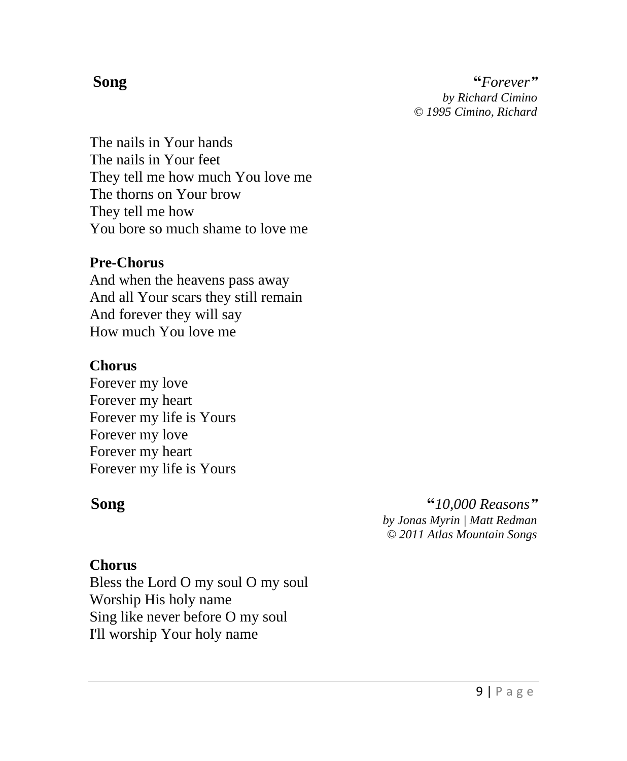**Song** **"*Forever*"**
*by Richard Cimino*
*© 1995 Cimino, Richard*

The nails in Your hands
The nails in Your feet
They tell me how much You love me
The thorns on Your brow
They tell me how
You bore so much shame to love me

**Pre-Chorus**
And when the heavens pass away
And all Your scars they still remain
And forever they will say
How much You love me

**Chorus**
Forever my love
Forever my heart
Forever my life is Yours
Forever my love
Forever my heart
Forever my life is Yours

**Song** **"*10,000 Reasons*"**
*by Jonas Myrin | Matt Redman*
*© 2011 Atlas Mountain Songs*

**Chorus**
Bless the Lord O my soul O my soul
Worship His holy name
Sing like never before O my soul
I'll worship Your holy name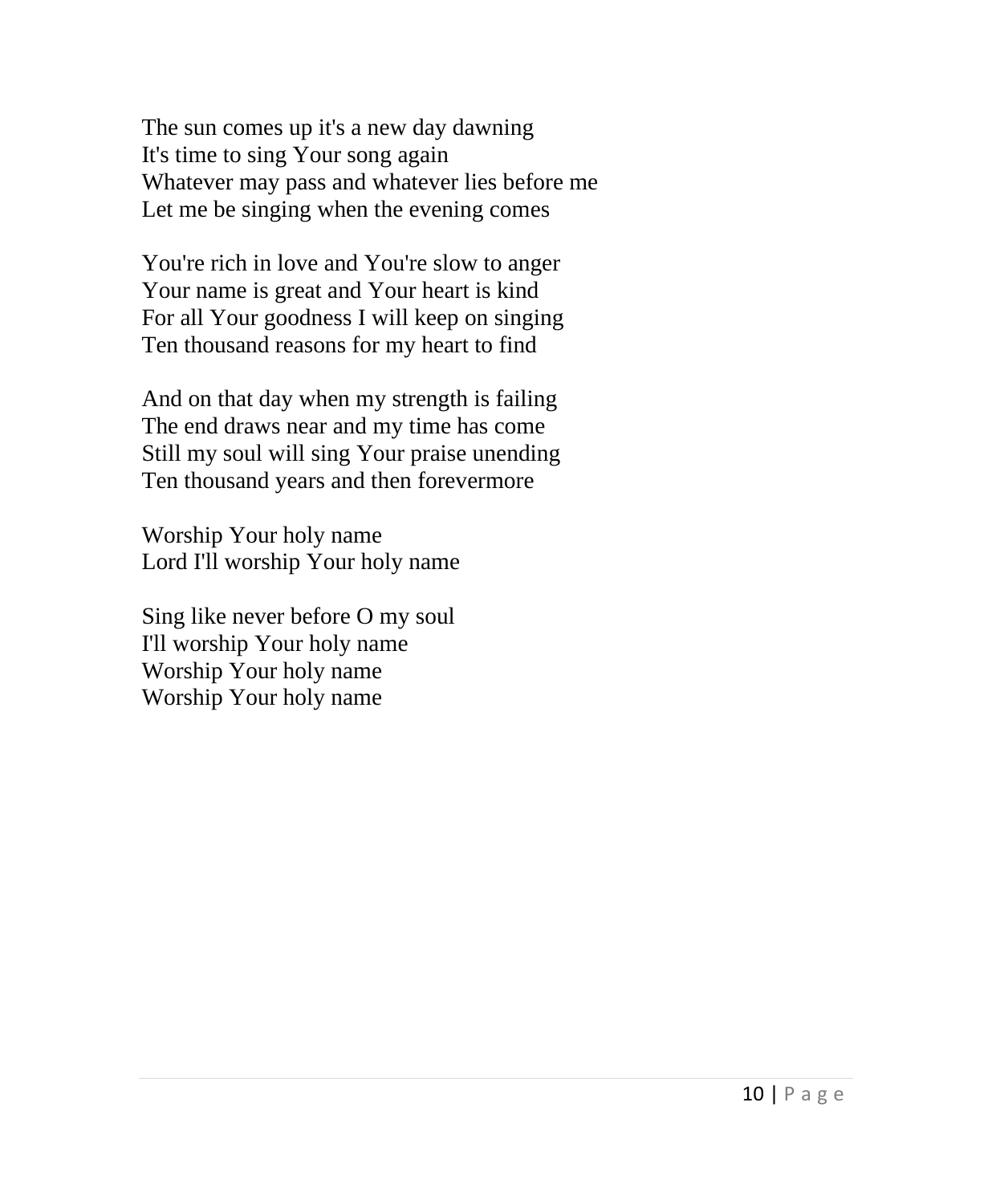The sun comes up it's a new day dawning  
It's time to sing Your song again  
Whatever may pass and whatever lies before me  
Let me be singing when the evening comes

You're rich in love and You're slow to anger  
Your name is great and Your heart is kind  
For all Your goodness I will keep on singing  
Ten thousand reasons for my heart to find

And on that day when my strength is failing  
The end draws near and my time has come  
Still my soul will sing Your praise unending  
Ten thousand years and then forevermore

Worship Your holy name  
Lord I'll worship Your holy name

Sing like never before O my soul  
I'll worship Your holy name  
Worship Your holy name  
Worship Your holy name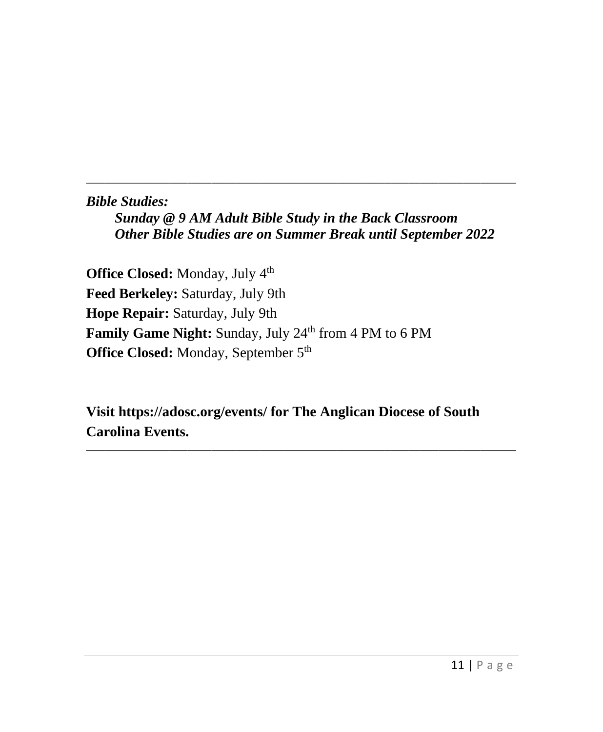---

***Bible Studies:***

***Sunday @ 9 AM Adult Bible Study in the Back Classroom***
***Other Bible Studies are on Summer Break until September 2022***

**Office Closed:** Monday, July 4th
**Feed Berkeley:** Saturday, July 9th
**Hope Repair:** Saturday, July 9th
**Family Game Night:** Sunday, July 24th from 4 PM to 6 PM
**Office Closed:** Monday, September 5th

**Visit https://adosc.org/events/ for The Anglican Diocese of South Carolina Events.**

---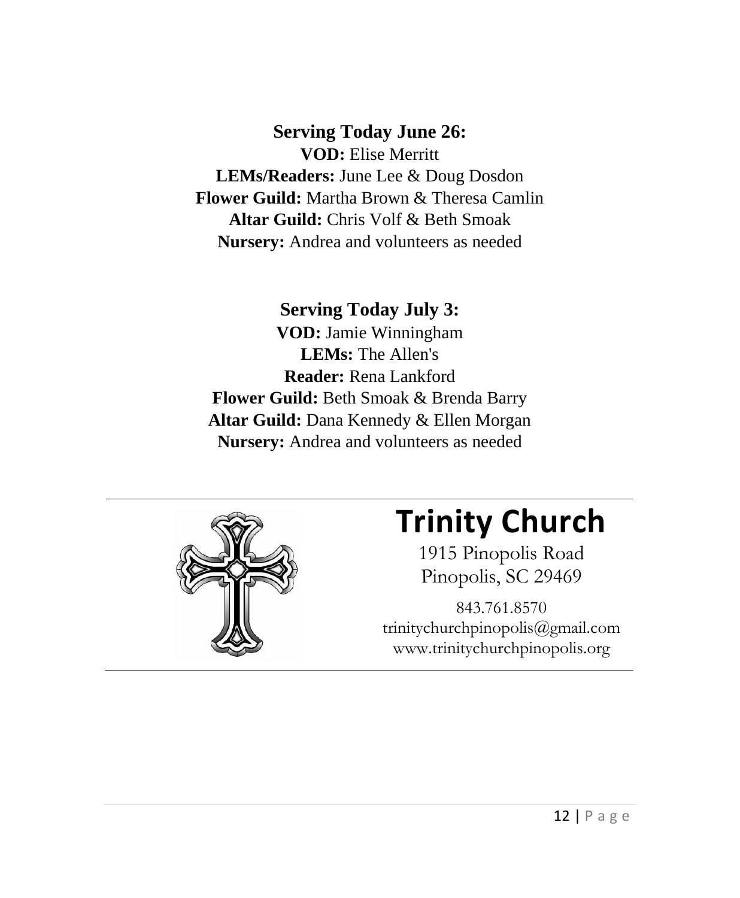**Serving Today June 26:**

**VOD:** Elise Merritt
**LEMs/Readers:** June Lee & Doug Dosdon
**Flower Guild:** Martha Brown & Theresa Camlin
**Altar Guild:** Chris Volf & Beth Smoak
**Nursery:** Andrea and volunteers as needed

**Serving Today July 3:**

**VOD:** Jamie Winningham
**LEMs:** The Allen's
**Reader:** Rena Lankford
**Flower Guild:** Beth Smoak & Brenda Barry
**Altar Guild:** Dana Kennedy & Ellen Morgan
**Nursery:** Andrea and volunteers as needed

---

# Trinity Church

1915 Pinopolis Road
Pinopolis, SC 29469

843.761.8570
trinitychurchpinopolis@gmail.com
www.trinitychurchpinopolis.org

---